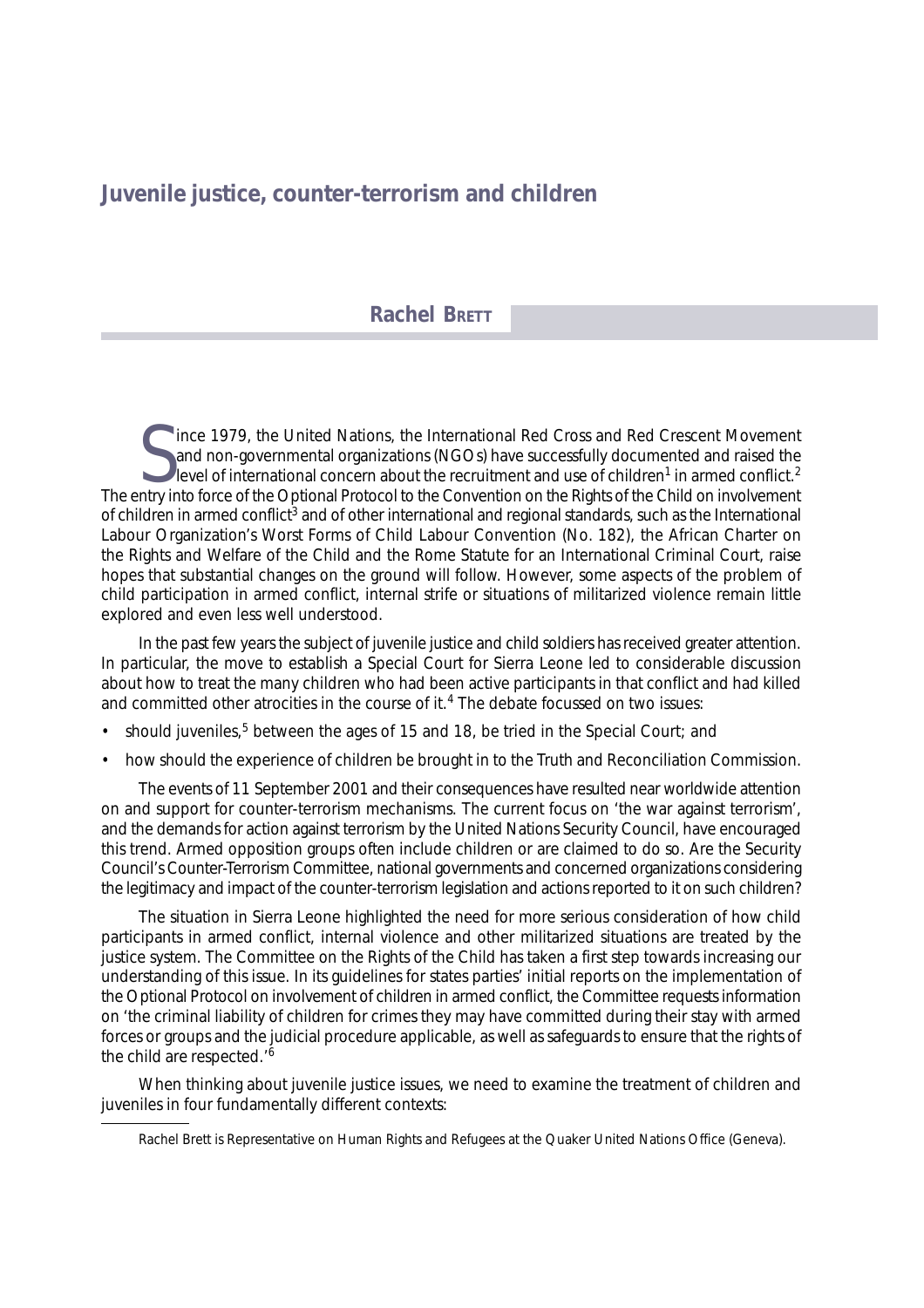# Juvenile justice, counter-terrorism and children

**Rachel Brett**

Since 1979, the United Nations, the International Red Cross and Red Crescent Movement and non-governmental organizations (NGOs) have successfully documented and raised the level of international concern about the recruitment and use of children[1] in armed conflict.[2] The entry into force of the Optional Protocol to the Convention on the Rights of the Child on involvement of children in armed conflict[3] and of other international and regional standards, such as the International Labour Organization's Worst Forms of Child Labour Convention (No. 182), the African Charter on the Rights and Welfare of the Child and the Rome Statute for an International Criminal Court, raise hopes that substantial changes on the ground will follow. However, some aspects of the problem of child participation in armed conflict, internal strife or situations of militarized violence remain little explored and even less well understood.

In the past few years the subject of juvenile justice and child soldiers has received greater attention. In particular, the move to establish a Special Court for Sierra Leone led to considerable discussion about how to treat the many children who had been active participants in that conflict and had killed and committed other atrocities in the course of it.[4] The debate focussed on two issues:

- should juveniles,[5] between the ages of 15 and 18, be tried in the Special Court; and
- how should the experience of children be brought in to the Truth and Reconciliation Commission.

The events of 11 September 2001 and their consequences have resulted near worldwide attention on and support for counter-terrorism mechanisms. The current focus on 'the war against terrorism', and the demands for action against terrorism by the United Nations Security Council, have encouraged this trend. Armed opposition groups often include children or are claimed to do so. Are the Security Council's Counter-Terrorism Committee, national governments and concerned organizations considering the legitimacy and impact of the counter-terrorism legislation and actions reported to it on such children?

The situation in Sierra Leone highlighted the need for more serious consideration of how child participants in armed conflict, internal violence and other militarized situations are treated by the justice system. The Committee on the Rights of the Child has taken a first step towards increasing our understanding of this issue. In its guidelines for states parties' initial reports on the implementation of the Optional Protocol on involvement of children in armed conflict, the Committee requests information on 'the criminal liability of children for crimes they may have committed during their stay with armed forces or groups and the judicial procedure applicable, as well as safeguards to ensure that the rights of the child are respected.'[6]

When thinking about juvenile justice issues, we need to examine the treatment of children and juveniles in four fundamentally different contexts:

---

Rachel Brett is Representative on Human Rights and Refugees at the Quaker United Nations Office (Geneva).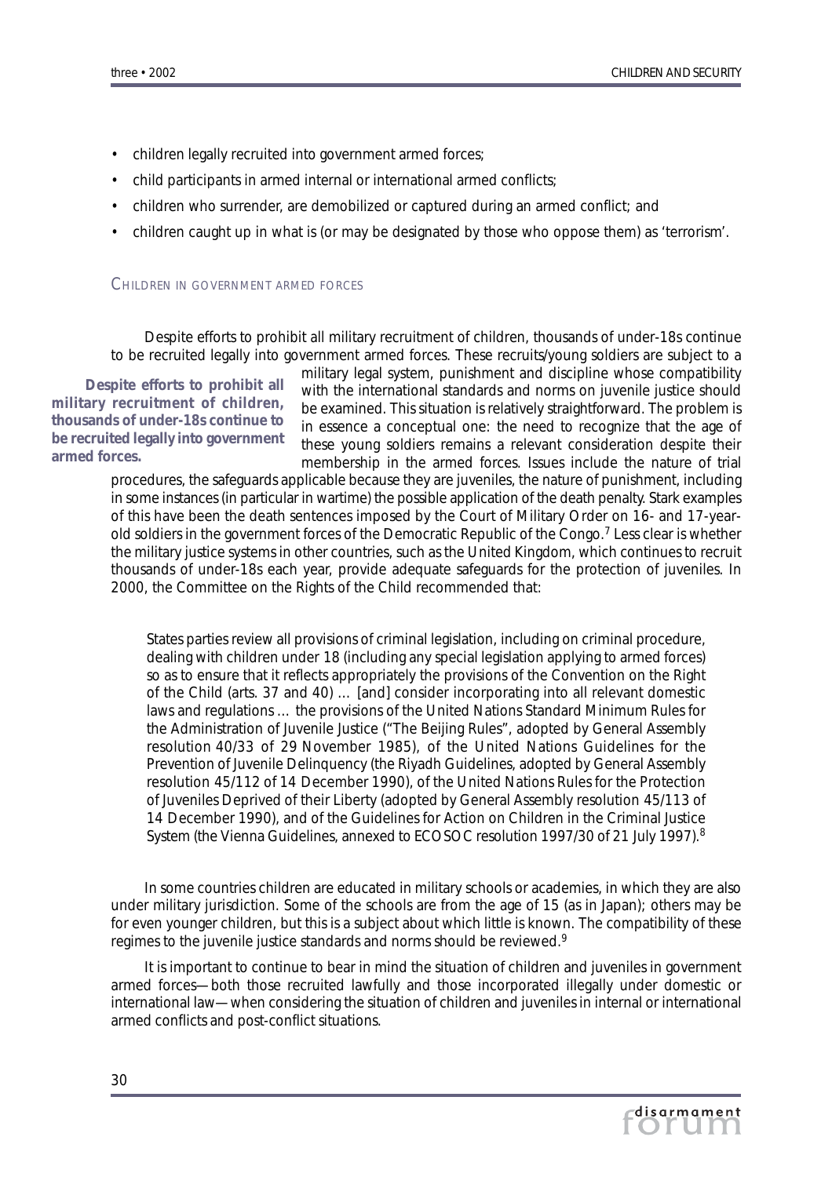- children legally recruited into government armed forces;
- child participants in armed internal or international armed conflicts;
- children who surrender, are demobilized or captured during an armed conflict; and
- children caught up in what is (or may be designated by those who oppose them) as 'terrorism'.

## Children in government armed forces

Despite efforts to prohibit all military recruitment of children, thousands of under-18s continue to be recruited legally into government armed forces. These recruits/young soldiers are subject to a military legal system, punishment and discipline whose compatibility with the international standards and norms on juvenile justice should be examined. This situation is relatively straightforward. The problem is in essence a conceptual one: the need to recognize that the age of these young soldiers remains a relevant consideration despite their membership in the armed forces. Issues include the nature of trial procedures, the safeguards applicable because they are juveniles, the nature of punishment, including in some instances (in particular in wartime) the possible application of the death penalty. Stark examples of this have been the death sentences imposed by the Court of Military Order on 16- and 17-year-old soldiers in the government forces of the Democratic Republic of the Congo.[7] Less clear is whether the military justice systems in other countries, such as the United Kingdom, which continues to recruit thousands of under-18s each year, provide adequate safeguards for the protection of juveniles. In 2000, the Committee on the Rights of the Child recommended that:

> **Despite efforts to prohibit all military recruitment of children, thousands of under-18s continue to be recruited legally into government armed forces.**

> States parties review all provisions of criminal legislation, including on criminal procedure, dealing with children under 18 (including any special legislation applying to armed forces) so as to ensure that it reflects appropriately the provisions of the Convention on the Right of the Child (arts. 37 and 40) … [and] consider incorporating into all relevant domestic laws and regulations … the provisions of the United Nations Standard Minimum Rules for the Administration of Juvenile Justice ("The Beijing Rules", adopted by General Assembly resolution 40/33 of 29 November 1985), of the United Nations Guidelines for the Prevention of Juvenile Delinquency (the Riyadh Guidelines, adopted by General Assembly resolution 45/112 of 14 December 1990), of the United Nations Rules for the Protection of Juveniles Deprived of their Liberty (adopted by General Assembly resolution 45/113 of 14 December 1990), and of the Guidelines for Action on Children in the Criminal Justice System (the Vienna Guidelines, annexed to ECOSOC resolution 1997/30 of 21 July 1997).[8]

In some countries children are educated in military schools or academies, in which they are also under military jurisdiction. Some of the schools are from the age of 15 (as in Japan); others may be for even younger children, but this is a subject about which little is known. The compatibility of these regimes to the juvenile justice standards and norms should be reviewed.[9]

It is important to continue to bear in mind the situation of children and juveniles in government armed forces—both those recruited lawfully and those incorporated illegally under domestic or international law—when considering the situation of children and juveniles in internal or international armed conflicts and post-conflict situations.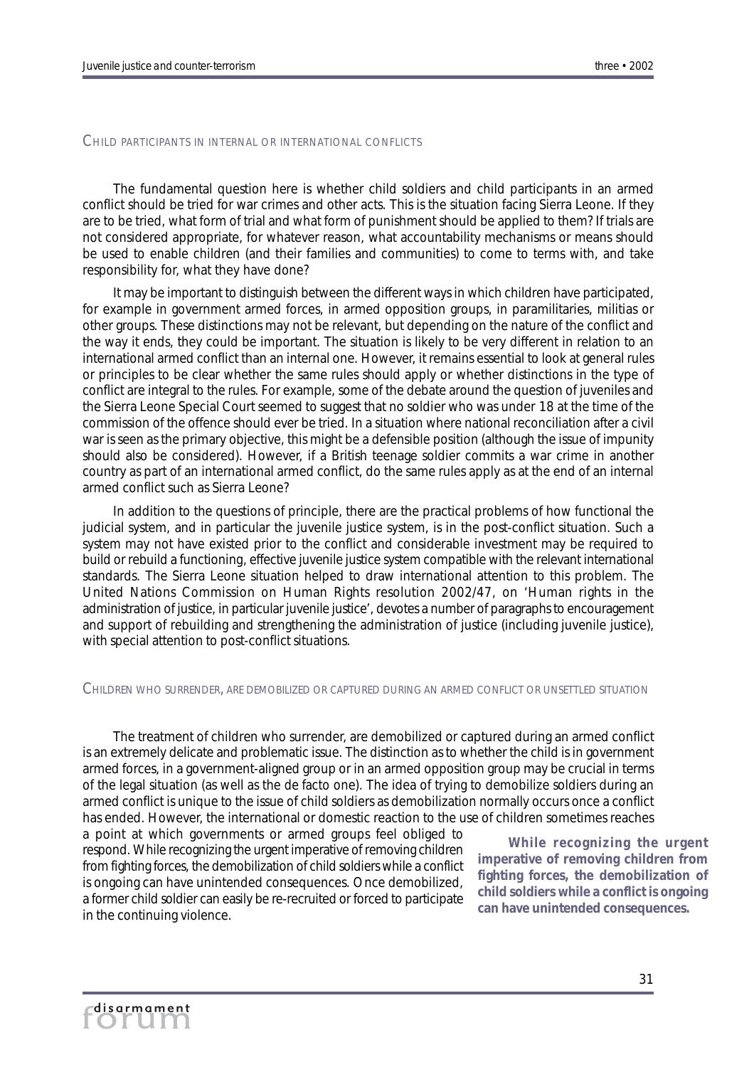## CHILD PARTICIPANTS IN INTERNAL OR INTERNATIONAL CONFLICTS

The fundamental question here is whether child soldiers and child participants in an armed conflict should be tried for war crimes and other acts. This is the situation facing Sierra Leone. If they are to be tried, what form of trial and what form of punishment should be applied to them? If trials are not considered appropriate, for whatever reason, what accountability mechanisms or means should be used to enable children (and their families and communities) to come to terms with, and take responsibility for, what they have done?

It may be important to distinguish between the different ways in which children have participated, for example in government armed forces, in armed opposition groups, in paramilitaries, militias or other groups. These distinctions may not be relevant, but depending on the nature of the conflict and the way it ends, they could be important. The situation is likely to be very different in relation to an international armed conflict than an internal one. However, it remains essential to look at general rules or principles to be clear whether the same rules should apply or whether distinctions in the type of conflict are integral to the rules. For example, some of the debate around the question of juveniles and the Sierra Leone Special Court seemed to suggest that no soldier who was under 18 at the time of the commission of the offence should ever be tried. In a situation where national reconciliation after a civil war is seen as the primary objective, this might be a defensible position (although the issue of impunity should also be considered). However, if a British teenage soldier commits a war crime in another country as part of an international armed conflict, do the same rules apply as at the end of an internal armed conflict such as Sierra Leone?

In addition to the questions of principle, there are the practical problems of how functional the judicial system, and in particular the juvenile justice system, is in the post-conflict situation. Such a system may not have existed prior to the conflict and considerable investment may be required to build or rebuild a functioning, effective juvenile justice system compatible with the relevant international standards. The Sierra Leone situation helped to draw international attention to this problem. The United Nations Commission on Human Rights resolution 2002/47, on 'Human rights in the administration of justice, in particular juvenile justice', devotes a number of paragraphs to encouragement and support of rebuilding and strengthening the administration of justice (including juvenile justice), with special attention to post-conflict situations.

## CHILDREN WHO SURRENDER, ARE DEMOBILIZED OR CAPTURED DURING AN ARMED CONFLICT OR UNSETTLED SITUATION

The treatment of children who surrender, are demobilized or captured during an armed conflict is an extremely delicate and problematic issue. The distinction as to whether the child is in government armed forces, in a government-aligned group or in an armed opposition group may be crucial in terms of the legal situation (as well as the de facto one). The idea of trying to demobilize soldiers during an armed conflict is unique to the issue of child soldiers as demobilization normally occurs once a conflict has ended. However, the international or domestic reaction to the use of children sometimes reaches a point at which governments or armed groups feel obliged to respond. While recognizing the urgent imperative of removing children from fighting forces, the demobilization of child soldiers while a conflict is ongoing can have unintended consequences. Once demobilized, a former child soldier can easily be re-recruited or forced to participate in the continuing violence.

**While recognizing the urgent imperative of removing children from fighting forces, the demobilization of child soldiers while a conflict is ongoing can have unintended consequences.**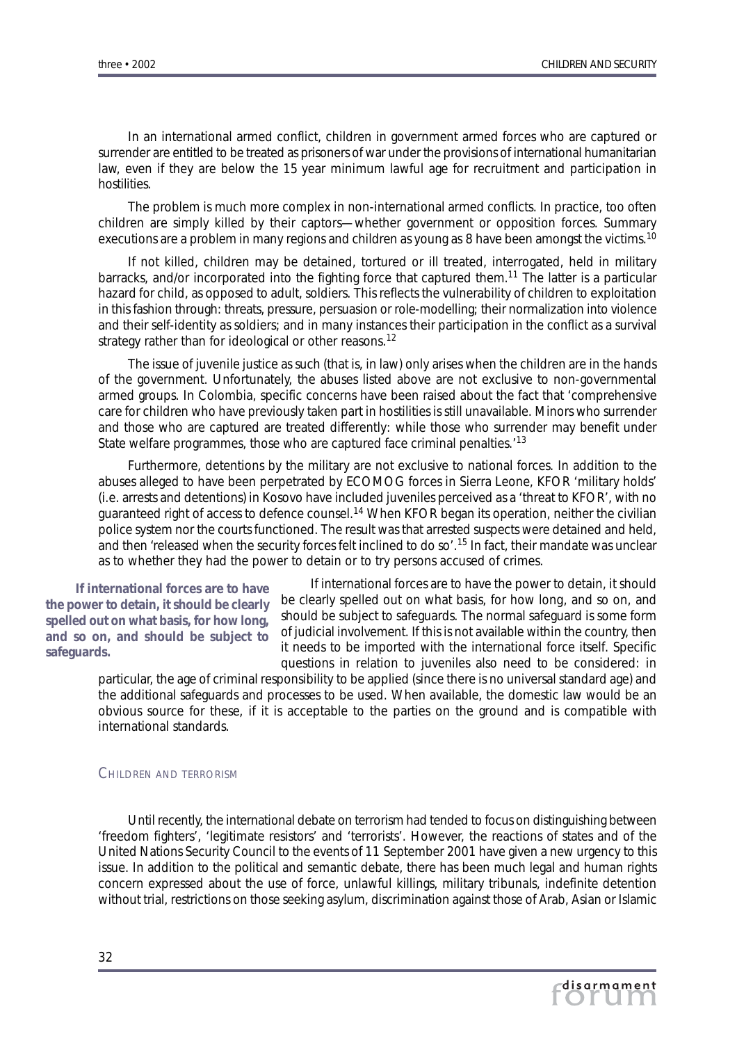In an international armed conflict, children in government armed forces who are captured or surrender are entitled to be treated as prisoners of war under the provisions of international humanitarian law, even if they are below the 15 year minimum lawful age for recruitment and participation in hostilities.

The problem is much more complex in non-international armed conflicts. In practice, too often children are simply killed by their captors—whether government or opposition forces. Summary executions are a problem in many regions and children as young as 8 have been amongst the victims.[10]

If not killed, children may be detained, tortured or ill treated, interrogated, held in military barracks, and/or incorporated into the fighting force that captured them.[11] The latter is a particular hazard for child, as opposed to adult, soldiers. This reflects the vulnerability of children to exploitation in this fashion through: threats, pressure, persuasion or role-modelling; their normalization into violence and their self-identity as soldiers; and in many instances their participation in the conflict as a survival strategy rather than for ideological or other reasons.[12]

The issue of juvenile justice as such (that is, in law) only arises when the children are in the hands of the government. Unfortunately, the abuses listed above are not exclusive to non-governmental armed groups. In Colombia, specific concerns have been raised about the fact that 'comprehensive care for children who have previously taken part in hostilities is still unavailable. Minors who surrender and those who are captured are treated differently: while those who surrender may benefit under State welfare programmes, those who are captured face criminal penalties.'[13]

Furthermore, detentions by the military are not exclusive to national forces. In addition to the abuses alleged to have been perpetrated by ECOMOG forces in Sierra Leone, KFOR 'military holds' (i.e. arrests and detentions) in Kosovo have included juveniles perceived as a 'threat to KFOR', with no guaranteed right of access to defence counsel.[14] When KFOR began its operation, neither the civilian police system nor the courts functioned. The result was that arrested suspects were detained and held, and then 'released when the security forces felt inclined to do so'.[15] In fact, their mandate was unclear as to whether they had the power to detain or to try persons accused of crimes.

**If international forces are to have the power to detain, it should be clearly spelled out on what basis, for how long, and so on, and should be subject to safeguards.**

If international forces are to have the power to detain, it should be clearly spelled out on what basis, for how long, and so on, and should be subject to safeguards. The normal safeguard is some form of judicial involvement. If this is not available within the country, then it needs to be imported with the international force itself. Specific questions in relation to juveniles also need to be considered: in particular, the age of criminal responsibility to be applied (since there is no universal standard age) and the additional safeguards and processes to be used. When available, the domestic law would be an obvious source for these, if it is acceptable to the parties on the ground and is compatible with international standards.

## Children and terrorism

Until recently, the international debate on terrorism had tended to focus on distinguishing between 'freedom fighters', 'legitimate resistors' and 'terrorists'. However, the reactions of states and of the United Nations Security Council to the events of 11 September 2001 have given a new urgency to this issue. In addition to the political and semantic debate, there has been much legal and human rights concern expressed about the use of force, unlawful killings, military tribunals, indefinite detention without trial, restrictions on those seeking asylum, discrimination against those of Arab, Asian or Islamic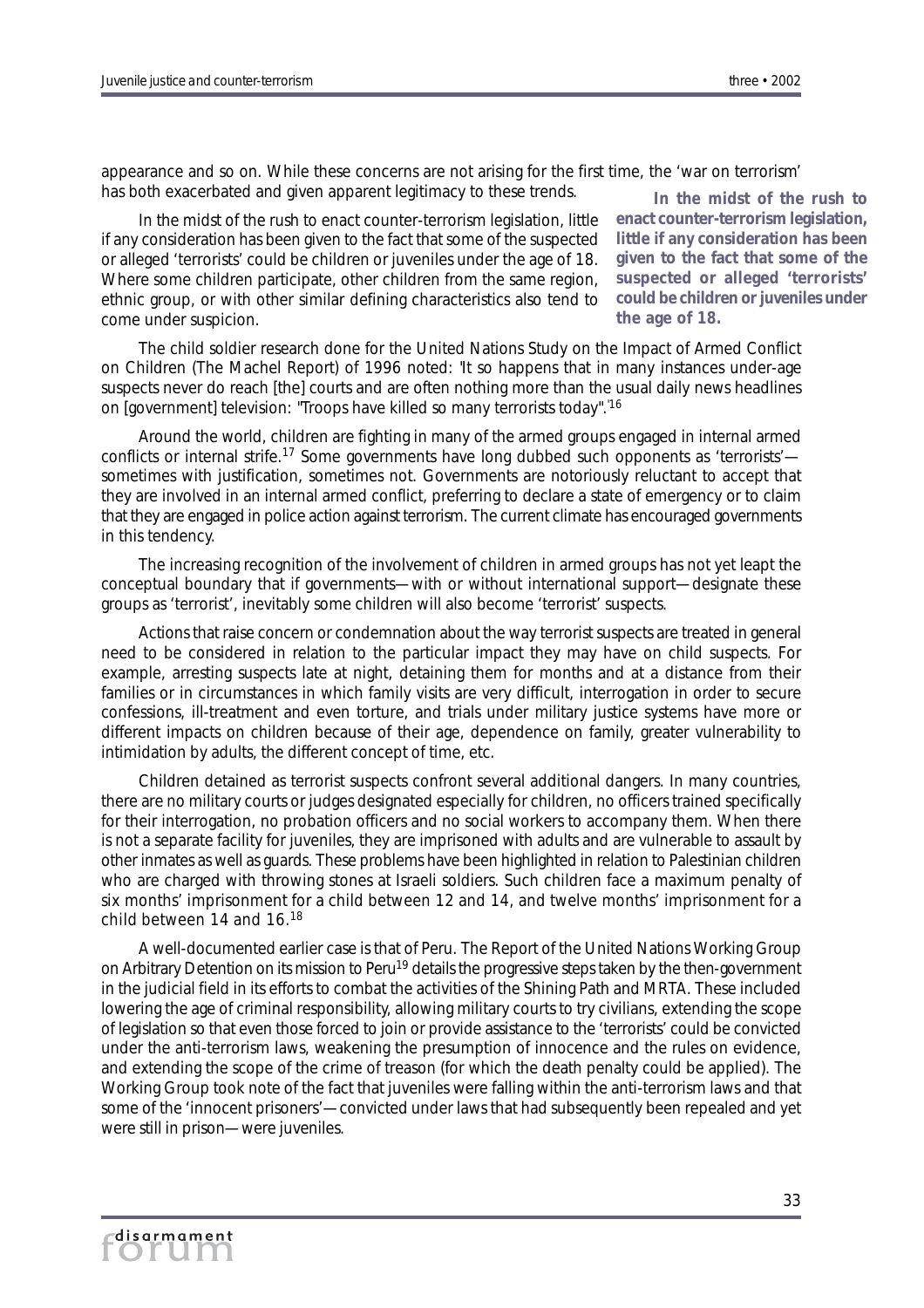appearance and so on. While these concerns are not arising for the first time, the 'war on terrorism' has both exacerbated and given apparent legitimacy to these trends.

In the midst of the rush to enact counter-terrorism legislation, little if any consideration has been given to the fact that some of the suspected or alleged 'terrorists' could be children or juveniles under the age of 18. Where some children participate, other children from the same region, ethnic group, or with other similar defining characteristics also tend to come under suspicion.

**In the midst of the rush to enact counter-terrorism legislation, little if any consideration has been given to the fact that some of the suspected or alleged 'terrorists' could be children or juveniles under the age of 18.**

The child soldier research done for the United Nations Study on the Impact of Armed Conflict on Children (The Machel Report) of 1996 noted: 'It so happens that in many instances under-age suspects never do reach [the] courts and are often nothing more than the usual daily news headlines on [government] television: "Troops have killed so many terrorists today".'[16]

Around the world, children are fighting in many of the armed groups engaged in internal armed conflicts or internal strife.[17] Some governments have long dubbed such opponents as 'terrorists'—sometimes with justification, sometimes not. Governments are notoriously reluctant to accept that they are involved in an internal armed conflict, preferring to declare a state of emergency or to claim that they are engaged in police action against terrorism. The current climate has encouraged governments in this tendency.

The increasing recognition of the involvement of children in armed groups has not yet leapt the conceptual boundary that if governments—with or without international support—designate these groups as 'terrorist', inevitably some children will also become 'terrorist' suspects.

Actions that raise concern or condemnation about the way terrorist suspects are treated in general need to be considered in relation to the particular impact they may have on child suspects. For example, arresting suspects late at night, detaining them for months and at a distance from their families or in circumstances in which family visits are very difficult, interrogation in order to secure confessions, ill-treatment and even torture, and trials under military justice systems have more or different impacts on children because of their age, dependence on family, greater vulnerability to intimidation by adults, the different concept of time, etc.

Children detained as terrorist suspects confront several additional dangers. In many countries, there are no military courts or judges designated especially for children, no officers trained specifically for their interrogation, no probation officers and no social workers to accompany them. When there is not a separate facility for juveniles, they are imprisoned with adults and are vulnerable to assault by other inmates as well as guards. These problems have been highlighted in relation to Palestinian children who are charged with throwing stones at Israeli soldiers. Such children face a maximum penalty of six months' imprisonment for a child between 12 and 14, and twelve months' imprisonment for a child between 14 and 16.[18]

A well-documented earlier case is that of Peru. The Report of the United Nations Working Group on Arbitrary Detention on its mission to Peru[19] details the progressive steps taken by the then-government in the judicial field in its efforts to combat the activities of the Shining Path and MRTA. These included lowering the age of criminal responsibility, allowing military courts to try civilians, extending the scope of legislation so that even those forced to join or provide assistance to the 'terrorists' could be convicted under the anti-terrorism laws, weakening the presumption of innocence and the rules on evidence, and extending the scope of the crime of treason (for which the death penalty could be applied). The Working Group took note of the fact that juveniles were falling within the anti-terrorism laws and that some of the 'innocent prisoners'—convicted under laws that had subsequently been repealed and yet were still in prison—were juveniles.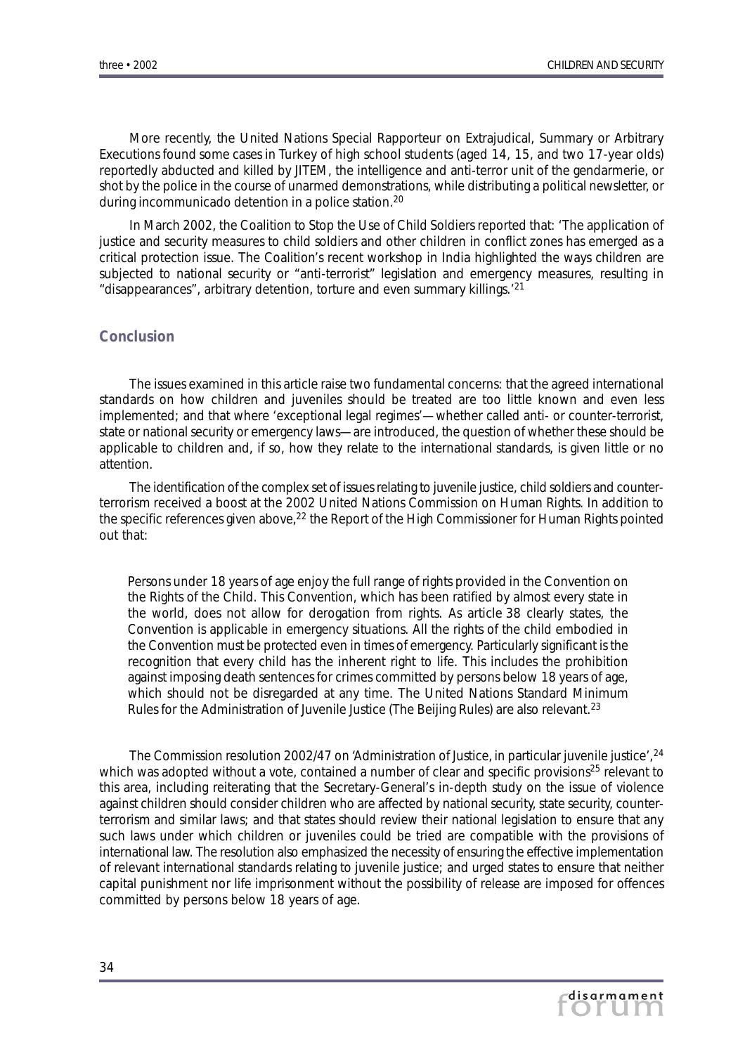More recently, the United Nations Special Rapporteur on Extrajudicial, Summary or Arbitrary Executions found some cases in Turkey of high school students (aged 14, 15, and two 17-year olds) reportedly abducted and killed by JITEM, the intelligence and anti-terror unit of the gendarmerie, or shot by the police in the course of unarmed demonstrations, while distributing a political newsletter, or during incommunicado detention in a police station.[20]

In March 2002, the Coalition to Stop the Use of Child Soldiers reported that: 'The application of justice and security measures to child soldiers and other children in conflict zones has emerged as a critical protection issue. The Coalition's recent workshop in India highlighted the ways children are subjected to national security or "anti-terrorist" legislation and emergency measures, resulting in "disappearances", arbitrary detention, torture and even summary killings.'[21]

## Conclusion

The issues examined in this article raise two fundamental concerns: that the agreed international standards on how children and juveniles should be treated are too little known and even less implemented; and that where 'exceptional legal regimes'—whether called anti- or counter-terrorist, state or national security or emergency laws—are introduced, the question of whether these should be applicable to children and, if so, how they relate to the international standards, is given little or no attention.

The identification of the complex set of issues relating to juvenile justice, child soldiers and counter-terrorism received a boost at the 2002 United Nations Commission on Human Rights. In addition to the specific references given above,[22] the Report of the High Commissioner for Human Rights pointed out that:

> Persons under 18 years of age enjoy the full range of rights provided in the Convention on the Rights of the Child. This Convention, which has been ratified by almost every state in the world, does not allow for derogation from rights. As article 38 clearly states, the Convention is applicable in emergency situations. All the rights of the child embodied in the Convention must be protected even in times of emergency. Particularly significant is the recognition that every child has the inherent right to life. This includes the prohibition against imposing death sentences for crimes committed by persons below 18 years of age, which should not be disregarded at any time. The United Nations Standard Minimum Rules for the Administration of Juvenile Justice (The Beijing Rules) are also relevant.[23]

The Commission resolution 2002/47 on 'Administration of Justice, in particular juvenile justice',[24] which was adopted without a vote, contained a number of clear and specific provisions[25] relevant to this area, including reiterating that the Secretary-General's in-depth study on the issue of violence against children should consider children who are affected by national security, state security, counter-terrorism and similar laws; and that states should review their national legislation to ensure that any such laws under which children or juveniles could be tried are compatible with the provisions of international law. The resolution also emphasized the necessity of ensuring the effective implementation of relevant international standards relating to juvenile justice; and urged states to ensure that neither capital punishment nor life imprisonment without the possibility of release are imposed for offences committed by persons below 18 years of age.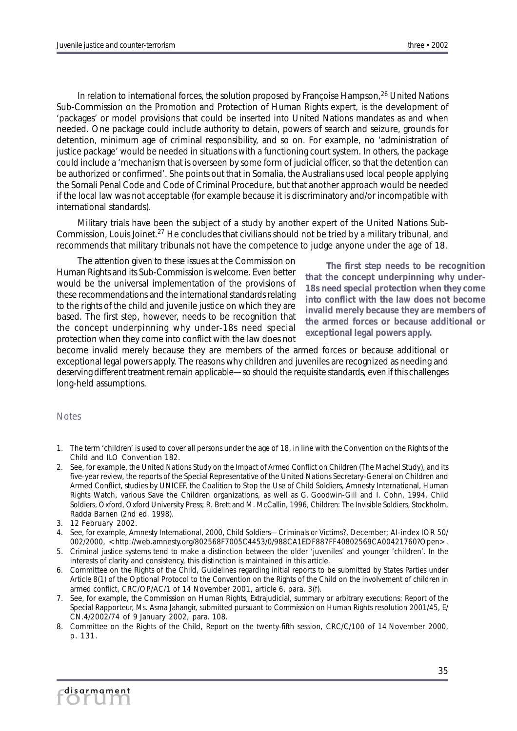In relation to international forces, the solution proposed by Françoise Hampson,[26] United Nations Sub-Commission on the Promotion and Protection of Human Rights expert, is the development of 'packages' or model provisions that could be inserted into United Nations mandates as and when needed. One package could include authority to detain, powers of search and seizure, grounds for detention, minimum age of criminal responsibility, and so on. For example, no 'administration of justice package' would be needed in situations with a functioning court system. In others, the package could include a 'mechanism that is overseen by some form of judicial officer, so that the detention can be authorized or confirmed'. She points out that in Somalia, the Australians used local people applying the Somali Penal Code and Code of Criminal Procedure, but that another approach would be needed if the local law was not acceptable (for example because it is discriminatory and/or incompatible with international standards).

Military trials have been the subject of a study by another expert of the United Nations Sub-Commission, Louis Joinet.[27] He concludes that civilians should not be tried by a military tribunal, and recommends that military tribunals not have the competence to judge anyone under the age of 18.

The attention given to these issues at the Commission on Human Rights and its Sub-Commission is welcome. Even better would be the universal implementation of the provisions of these recommendations and the international standards relating to the rights of the child and juvenile justice on which they are based. The first step, however, needs to be recognition that the concept underpinning why under-18s need special protection when they come into conflict with the law does not become invalid merely because they are members of the armed forces or because additional or exceptional legal powers apply. The reasons why children and juveniles are recognized as needing and deserving different treatment remain applicable—so should the requisite standards, even if this challenges long-held assumptions.

**The first step needs to be recognition that the concept underpinning why under-18s need special protection when they come into conflict with the law does not become invalid merely because they are members of the armed forces or because additional or exceptional legal powers apply.**

## Notes

1. The term 'children' is used to cover all persons under the age of 18, in line with the Convention on the Rights of the Child and ILO Convention 182.
2. See, for example, the United Nations Study on the Impact of Armed Conflict on Children (The Machel Study), and its five-year review, the reports of the Special Representative of the United Nations Secretary-General on Children and Armed Conflict, studies by UNICEF, the Coalition to Stop the Use of Child Soldiers, Amnesty International, Human Rights Watch, various Save the Children organizations, as well as G. Goodwin-Gill and I. Cohn, 1994, *Child Soldiers*, Oxford, Oxford University Press; R. Brett and M. McCallin, 1996, *Children: The Invisible Soldiers*, Stockholm, Radda Barnen (2nd ed. 1998).
3. 12 February 2002.
4. See, for example, Amnesty International, 2000, *Child Soldiers—Criminals or Victims?*, December; AI-index IOR 50/002/2000, <http://web.amnesty.org/802568F7005C4453/0/988CA1EDF887FF40802569CA00421760?Open>.
5. Criminal justice systems tend to make a distinction between the older 'juveniles' and younger 'children'. In the interests of clarity and consistency, this distinction is maintained in this article.
6. Committee on the Rights of the Child, Guidelines regarding initial reports to be submitted by States Parties under Article 8(1) of the Optional Protocol to the Convention on the Rights of the Child on the involvement of children in armed conflict, CRC/OP/AC/1 of 14 November 2001, article 6, para. 3(f).
7. See, for example, the Commission on Human Rights, *Extrajudicial, summary or arbitrary executions: Report of the Special Rapporteur, Ms. Asma Jahangir, submitted pursuant to Commission on Human Rights resolution 2001/45*, E/CN.4/2002/74 of 9 January 2002, para. 108.
8. Committee on the Rights of the Child, Report on the twenty-fifth session, CRC/C/100 of 14 November 2000, p. 131.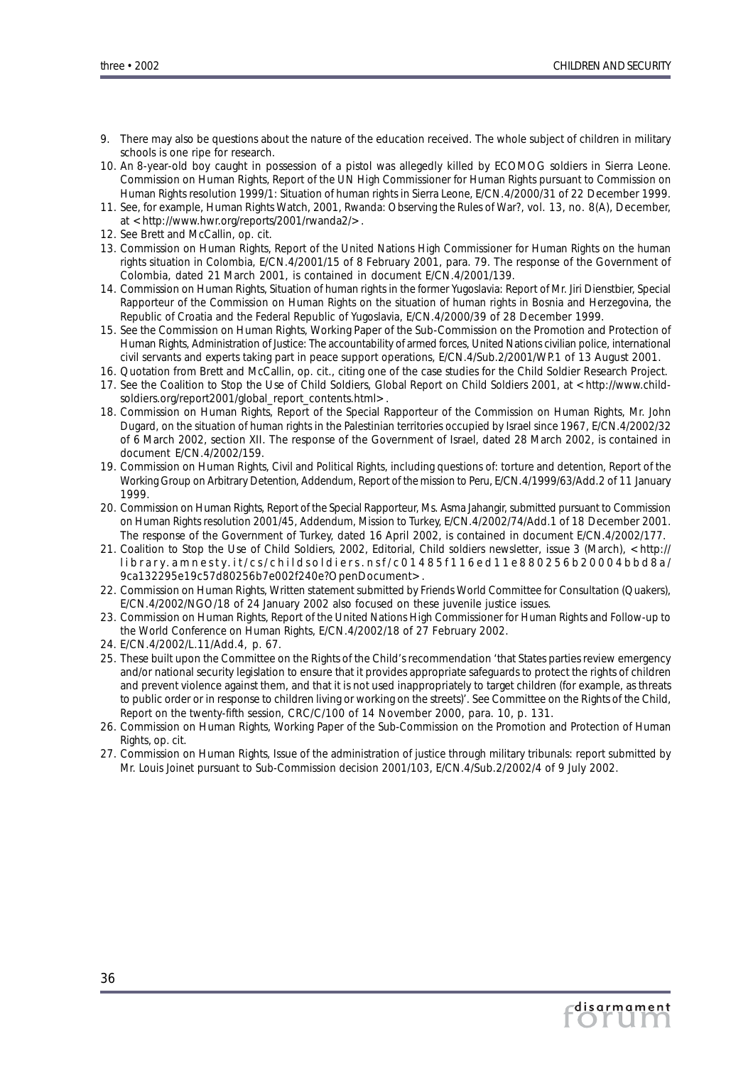9. There may also be questions about the nature of the education received. The whole subject of children in military schools is one ripe for research.
10. An 8-year-old boy caught in possession of a pistol was allegedly killed by ECOMOG soldiers in Sierra Leone. Commission on Human Rights, Report of the UN High Commissioner for Human Rights pursuant to Commission on Human Rights resolution 1999/1: Situation of human rights in Sierra Leone, E/CN.4/2000/31 of 22 December 1999.
11. See, for example, Human Rights Watch, 2001, Rwanda: Observing the Rules of War?, vol. 13, no. 8(A), December, at <http://www.hwr.org/reports/2001/rwanda2/>.
12. See Brett and McCallin, op. cit.
13. Commission on Human Rights, Report of the United Nations High Commissioner for Human Rights on the human rights situation in Colombia, E/CN.4/2001/15 of 8 February 2001, para. 79. The response of the Government of Colombia, dated 21 March 2001, is contained in document E/CN.4/2001/139.
14. Commission on Human Rights, Situation of human rights in the former Yugoslavia: Report of Mr. Jiri Dienstbier, Special Rapporteur of the Commission on Human Rights on the situation of human rights in Bosnia and Herzegovina, the Republic of Croatia and the Federal Republic of Yugoslavia, E/CN.4/2000/39 of 28 December 1999.
15. See the Commission on Human Rights, Working Paper of the Sub-Commission on the Promotion and Protection of Human Rights, Administration of Justice: The accountability of armed forces, United Nations civilian police, international civil servants and experts taking part in peace support operations, E/CN.4/Sub.2/2001/WP.1 of 13 August 2001.
16. Quotation from Brett and McCallin, op. cit., citing one of the case studies for the Child Soldier Research Project.
17. See the Coalition to Stop the Use of Child Soldiers, Global Report on Child Soldiers 2001, at <http://www.child-soldiers.org/report2001/global_report_contents.html>.
18. Commission on Human Rights, Report of the Special Rapporteur of the Commission on Human Rights, Mr. John Dugard, on the situation of human rights in the Palestinian territories occupied by Israel since 1967, E/CN.4/2002/32 of 6 March 2002, section XII. The response of the Government of Israel, dated 28 March 2002, is contained in document E/CN.4/2002/159.
19. Commission on Human Rights, Civil and Political Rights, including questions of: torture and detention, Report of the Working Group on Arbitrary Detention, Addendum, Report of the mission to Peru, E/CN.4/1999/63/Add.2 of 11 January 1999.
20. Commission on Human Rights, Report of the Special Rapporteur, Ms. Asma Jahangir, submitted pursuant to Commission on Human Rights resolution 2001/45, Addendum, Mission to Turkey, E/CN.4/2002/74/Add.1 of 18 December 2001. The response of the Government of Turkey, dated 16 April 2002, is contained in document E/CN.4/2002/177.
21. Coalition to Stop the Use of Child Soldiers, 2002, Editorial, Child soldiers newsletter, issue 3 (March), <http://library.amnesty.it/cs/childsoldiers.nsf/c01485f116ed11e880256b20004bbd8a/9ca132295e19c57d80256b7e002f240e?OpenDocument>.
22. Commission on Human Rights, Written statement submitted by Friends World Committee for Consultation (Quakers), E/CN.4/2002/NGO/18 of 24 January 2002 also focused on these juvenile justice issues.
23. Commission on Human Rights, Report of the United Nations High Commissioner for Human Rights and Follow-up to the World Conference on Human Rights, E/CN.4/2002/18 of 27 February 2002.
24. E/CN.4/2002/L.11/Add.4, p. 67.
25. These built upon the Committee on the Rights of the Child's recommendation 'that States parties review emergency and/or national security legislation to ensure that it provides appropriate safeguards to protect the rights of children and prevent violence against them, and that it is not used inappropriately to target children (for example, as threats to public order or in response to children living or working on the streets)'. See Committee on the Rights of the Child, Report on the twenty-fifth session, CRC/C/100 of 14 November 2000, para. 10, p. 131.
26. Commission on Human Rights, Working Paper of the Sub-Commission on the Promotion and Protection of Human Rights, op. cit.
27. Commission on Human Rights, Issue of the administration of justice through military tribunals: report submitted by Mr. Louis Joinet pursuant to Sub-Commission decision 2001/103, E/CN.4/Sub.2/2002/4 of 9 July 2002.